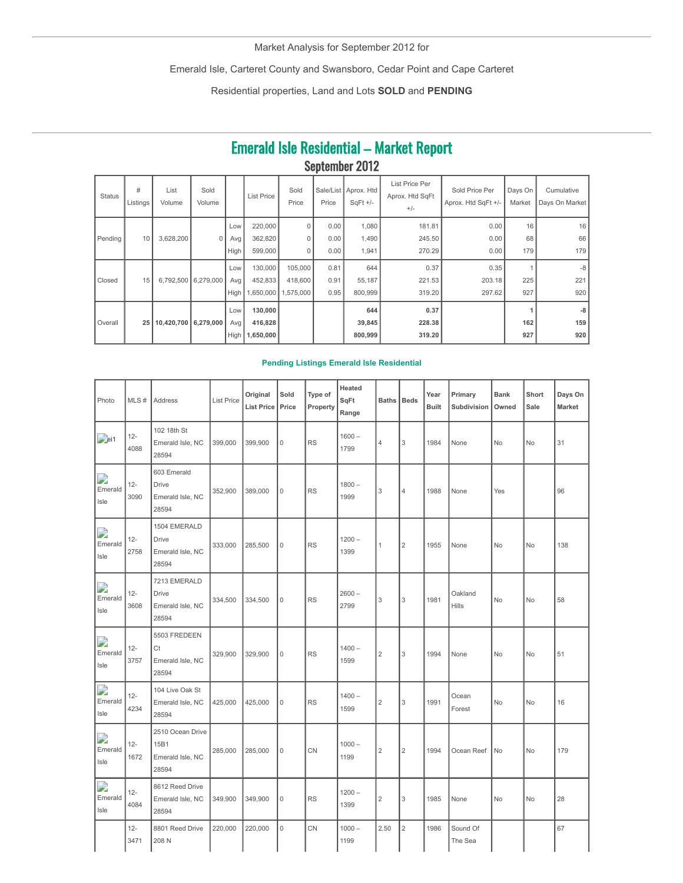Market Analysis for September 2012 for

Emerald Isle, Carteret County and Swansboro, Cedar Point and Cape Carteret

Residential properties, Land and Lots **SOLD** and **PENDING**

## Emerald Isle Residential – Market Report

### September 2012

| Status | # Listings | List Volume | Sold Volume | | List Price | Sold Price | Sale/List Price | Aprox. Htd SqFt +/- | List Price Per Aprox. Htd SqFt +/- | Sold Price Per Aprox. Htd SqFt +/- | Days On Market | Cumulative Days On Market |
|---|---|---|---|---|---|---|---|---|---|---|---|---|
| Pending | 10 | 3,628,200 | 0 | Low | 220,000 | 0 | 0.00 | 1,080 | 181.81 | 0.00 | 16 | 16 |
| | | | | Avg | 362,820 | 0 | 0.00 | 1,490 | 245.50 | 0.00 | 68 | 66 |
| | | | | High | 599,000 | 0 | 0.00 | 1,941 | 270.29 | 0.00 | 179 | 179 |
| Closed | 15 | 6,792,500 | 6,279,000 | Low | 130,000 | 105,000 | 0.81 | 644 | 0.37 | 0.35 | 1 | -8 |
| | | | | Avg | 452,833 | 418,600 | 0.91 | 55,187 | 221.53 | 203.18 | 225 | 221 |
| | | | | High | 1,650,000 | 1,575,000 | 0.95 | 800,999 | 319.20 | 297.62 | 927 | 920 |
| Overall | **25** | **10,420,700** | **6,279,000** | Low | **130,000** | | | **644** | **0.37** | | **1** | **-8** |
| | | | | Avg | **416,828** | | | **39,845** | **228.38** | | **162** | **159** |
| | | | | High | **1,650,000** | | | **800,999** | **319.20** | | **927** | **920** |

**Pending Listings Emerald Isle Residential**

| Photo | MLS # | Address | List Price | Original List Price | Sold Price | Type of Property | Heated SqFt Range | Baths | Beds | Year Built | Primary Subdivision | Bank Owned | Short Sale | Days On Market |
|---|---|---|---|---|---|---|---|---|---|---|---|---|---|---|
| ei1 | 12-4088 | 102 18th St Emerald Isle, NC 28594 | 399,000 | 399,900 | 0 | RS | 1600 – 1799 | 4 | 3 | 1984 | None | No | No | 31 |
| Emerald Isle | 12-3090 | 603 Emerald Drive Emerald Isle, NC 28594 | 352,900 | 389,000 | 0 | RS | 1800 – 1999 | 3 | 4 | 1988 | None | Yes | | 96 |
| Emerald Isle | 12-2758 | 1504 EMERALD Drive Emerald Isle, NC 28594 | 333,000 | 285,500 | 0 | RS | 1200 – 1399 | 1 | 2 | 1955 | None | No | No | 138 |
| Emerald Isle | 12-3608 | 7213 EMERALD Drive Emerald Isle, NC 28594 | 334,500 | 334,500 | 0 | RS | 2600 – 2799 | 3 | 3 | 1981 | Oakland Hills | No | No | 58 |
| Emerald Isle | 12-3757 | 5503 FREDEEN Ct Emerald Isle, NC 28594 | 329,900 | 329,900 | 0 | RS | 1400 – 1599 | 2 | 3 | 1994 | None | No | No | 51 |
| Emerald Isle | 12-4234 | 104 Live Oak St Emerald Isle, NC 28594 | 425,000 | 425,000 | 0 | RS | 1400 – 1599 | 2 | 3 | 1991 | Ocean Forest | No | No | 16 |
| Emerald Isle | 12-1672 | 2510 Ocean Drive 15B1 Emerald Isle, NC 28594 | 285,000 | 285,000 | 0 | CN | 1000 – 1199 | 2 | 2 | 1994 | Ocean Reef | No | No | 179 |
| Emerald Isle | 12-4084 | 8612 Reed Drive Emerald Isle, NC 28594 | 349,900 | 349,900 | 0 | RS | 1200 – 1399 | 2 | 3 | 1985 | None | No | No | 28 |
| | 12-3471 | 8801 Reed Drive 208 N | 220,000 | 220,000 | 0 | CN | 1000 – 1199 | 2.50 | 2 | 1986 | Sound Of The Sea | | | 67 |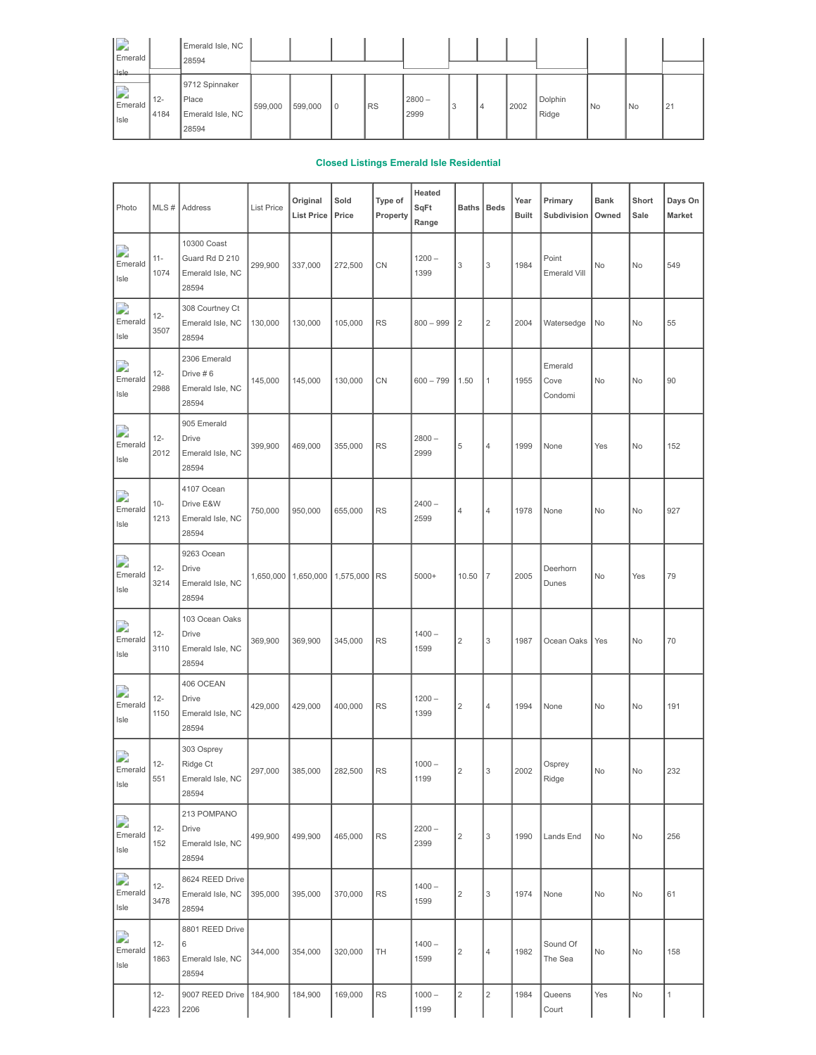| Emerald Isle | | Emerald Isle, NC 28594 | | | | | | | | | | | | | |
|---|---|---|---|---|---|---|---|---|---|---|---|---|---|---|---|
| Emerald Isle | 12-4184 | 9712 Spinnaker Place Emerald Isle, NC 28594 | 599,000 | 599,000 | 0 | RS | 2800 – 2999 | 3 | 4 | 2002 | Dolphin Ridge | No | No | 21 |

### Closed Listings Emerald Isle Residential

| Photo | MLS # | Address | List Price | Original List Price | Sold Price | Type of Property | Heated SqFt Range | Baths | Beds | Year Built | Primary Subdivision | Bank Owned | Short Sale | Days On Market |
|---|---|---|---|---|---|---|---|---|---|---|---|---|---|---|
| Emerald Isle | 11-1074 | 10300 Coast Guard Rd D 210 Emerald Isle, NC 28594 | 299,900 | 337,000 | 272,500 | CN | 1200 – 1399 | 3 | 3 | 1984 | Point Emerald Vill | No | No | 549 |
| Emerald Isle | 12-3507 | 308 Courtney Ct Emerald Isle, NC 28594 | 130,000 | 130,000 | 105,000 | RS | 800 – 999 | 2 | 2 | 2004 | Watersedge | No | No | 55 |
| Emerald Isle | 12-2988 | 2306 Emerald Drive # 6 Emerald Isle, NC 28594 | 145,000 | 145,000 | 130,000 | CN | 600 – 799 | 1.50 | 1 | 1955 | Emerald Cove Condomi | No | No | 90 |
| Emerald Isle | 12-2012 | 905 Emerald Drive Emerald Isle, NC 28594 | 399,900 | 469,000 | 355,000 | RS | 2800 – 2999 | 5 | 4 | 1999 | None | Yes | No | 152 |
| Emerald Isle | 10-1213 | 4107 Ocean Drive E&W Emerald Isle, NC 28594 | 750,000 | 950,000 | 655,000 | RS | 2400 – 2599 | 4 | 4 | 1978 | None | No | No | 927 |
| Emerald Isle | 12-3214 | 9263 Ocean Drive Emerald Isle, NC 28594 | 1,650,000 | 1,650,000 | 1,575,000 | RS | 5000+ | 10.50 | 7 | 2005 | Deerhorn Dunes | No | Yes | 79 |
| Emerald Isle | 12-3110 | 103 Ocean Oaks Drive Emerald Isle, NC 28594 | 369,900 | 369,900 | 345,000 | RS | 1400 – 1599 | 2 | 3 | 1987 | Ocean Oaks | Yes | No | 70 |
| Emerald Isle | 12-1150 | 406 OCEAN Drive Emerald Isle, NC 28594 | 429,000 | 429,000 | 400,000 | RS | 1200 – 1399 | 2 | 4 | 1994 | None | No | No | 191 |
| Emerald Isle | 12-551 | 303 Osprey Ridge Ct Emerald Isle, NC 28594 | 297,000 | 385,000 | 282,500 | RS | 1000 – 1199 | 2 | 3 | 2002 | Osprey Ridge | No | No | 232 |
| Emerald Isle | 12-152 | 213 POMPANO Drive Emerald Isle, NC 28594 | 499,900 | 499,900 | 465,000 | RS | 2200 – 2399 | 2 | 3 | 1990 | Lands End | No | No | 256 |
| Emerald Isle | 12-3478 | 8624 REED Drive Emerald Isle, NC 28594 | 395,000 | 395,000 | 370,000 | RS | 1400 – 1599 | 2 | 3 | 1974 | None | No | No | 61 |
| Emerald Isle | 12-1863 | 8801 REED Drive 6 Emerald Isle, NC 28594 | 344,000 | 354,000 | 320,000 | TH | 1400 – 1599 | 2 | 4 | 1982 | Sound Of The Sea | No | No | 158 |
| | 12-4223 | 9007 REED Drive 2206 | 184,900 | 184,900 | 169,000 | RS | 1000 – 1199 | 2 | 2 | 1984 | Queens Court | Yes | No | 1 |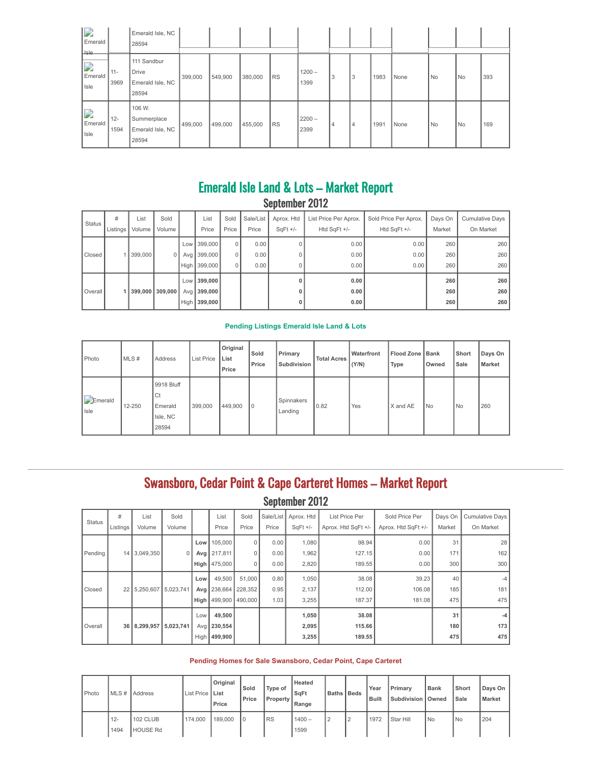| Emerald Isle | | Emerald Isle, NC 28594 | | | | | | | | | | | | |
|---|---|---|---|---|---|---|---|---|---|---|---|---|---|---|
| Emerald Isle | 11-3969 | 111 Sandbur Drive Emerald Isle, NC 28594 | 399,000 | 549,900 | 380,000 | RS | 1200 – 1399 | 3 | 3 | 1983 | None | No | No | 393 |
| Emerald Isle | 12-1594 | 106 W. Summerplace Emerald Isle, NC 28594 | 499,000 | 499,000 | 455,000 | RS | 2200 – 2399 | 4 | 4 | 1991 | None | No | No | 169 |

## Emerald Isle Land & Lots – Market Report

### September 2012

| Status | # Listings | List Volume | Sold Volume | | List Price | Sold Price | Sale/List Price | Aprox. Htd SqFt +/- | List Price Per Aprox. Htd SqFt +/- | Sold Price Per Aprox. Htd SqFt +/- | Days On Market | Cumulative Days On Market |
|---|---|---|---|---|---|---|---|---|---|---|---|---|
| Closed | 1 | 399,000 | 0 | Low | 399,000 | 0 | 0.00 | 0 | 0.00 | 0.00 | 260 | 260 |
| | | | | Avg | 399,000 | 0 | 0.00 | 0 | 0.00 | 0.00 | 260 | 260 |
| | | | | High | 399,000 | 0 | 0.00 | 0 | 0.00 | 0.00 | 260 | 260 |
| Overall | **1** | **399,000** | **309,000** | Low | **399,000** | | | **0** | **0.00** | | **260** | **260** |
| | | | | Avg | **399,000** | | | **0** | **0.00** | | **260** | **260** |
| | | | | High | **399,000** | | | **0** | **0.00** | | **260** | **260** |

**Pending Listings Emerald Isle Land & Lots**

| Photo | MLS # | Address | List Price | Original List Price | Sold Price | Primary Subdivision | Total Acres | Waterfront (Y/N) | Flood Zone Type | Bank Owned | Short Sale | Days On Market |
|---|---|---|---|---|---|---|---|---|---|---|---|---|
| Emerald Isle | 12-250 | 9918 Bluff Ct Emerald Isle, NC 28594 | 399,000 | 449,900 | 0 | Spinnakers Landing | 0.82 | Yes | X and AE | No | No | 260 |

## Swansboro, Cedar Point & Cape Carteret Homes – Market Report

### September 2012

| Status | # Listings | List Volume | Sold Volume | | List Price | Sold Price | Sale/List Price | Aprox. Htd SqFt +/- | List Price Per Aprox. Htd SqFt +/- | Sold Price Per Aprox. Htd SqFt +/- | Days On Market | Cumulative Days On Market |
|---|---|---|---|---|---|---|---|---|---|---|---|---|
| Pending | 14 | 3,049,350 | 0 | **Low** | 105,000 | 0 | 0.00 | 1,080 | 98.94 | 0.00 | 31 | 28 |
| | | | | **Avg** | 217,811 | 0 | 0.00 | 1,962 | 127.15 | 0.00 | 171 | 162 |
| | | | | **High** | 475,000 | 0 | 0.00 | 2,820 | 189.55 | 0.00 | 300 | 300 |
| Closed | 22 | 5,250,607 | 5,023,741 | **Low** | 49,500 | 51,000 | 0.80 | 1,050 | 38.08 | 39.23 | 40 | -4 |
| | | | | **Avg** | 238,664 | 228,352 | 0.95 | 2,137 | 112.00 | 106.08 | 185 | 181 |
| | | | | **High** | 499,900 | 490,000 | 1.03 | 3,255 | 187.37 | 181.08 | 475 | 475 |
| Overall | **36** | **8,299,957** | **5,023,741** | Low | **49,500** | | | **1,050** | **38.08** | | **31** | **-4** |
| | | | | Avg | **230,554** | | | **2,095** | **115.66** | | **180** | **173** |
| | | | | High | **499,900** | | | **3,255** | **189.55** | | **475** | **475** |

**Pending Homes for Sale Swansboro, Cedar Point, Cape Carteret**

| Photo | MLS # | Address | List Price | Original List Price | Sold Price | Type of Property | Heated SqFt Range | Baths | Beds | Year Built | Primary Subdivision | Bank Owned | Short Sale | Days On Market |
|---|---|---|---|---|---|---|---|---|---|---|---|---|---|---|
| | 12-1494 | 102 CLUB HOUSE Rd | 174,000 | 189,000 | 0 | RS | 1400 – 1599 | 2 | 2 | 1972 | Star Hill | No | No | 204 |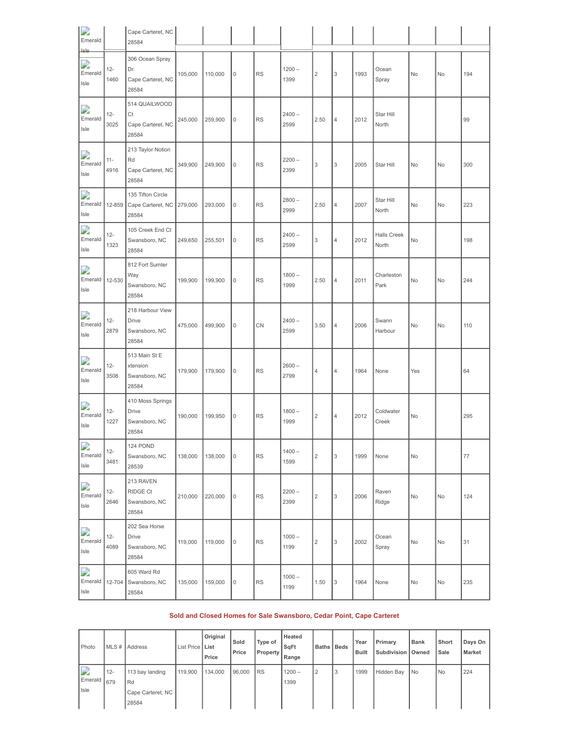| Photo | MLS # | Address | List Price | Original List Price | Type of Property | Heated SqFt Range | Baths | Beds | Year Built | Primary Subdivision | Bank Owned | Short Sale | Days On Market |
|---|---|---|---|---|---|---|---|---|---|---|---|---|---|
| Emerald Isle | | Cape Carteret, NC 28584 | | | | | | | | | | | |
| Emerald Isle | 12-1460 | 306 Ocean Spray Dr. Cape Carteret, NC 28584 | 105,000 | 110,000 | 0 | RS | 1200 – 1399 | 2 | 3 | 1993 | Ocean Spray | No | No | 194 |
| Emerald Isle | 12-3025 | 514 QUAILWOOD Ct Cape Carteret, NC 28584 | 245,000 | 259,900 | 0 | RS | 2400 – 2599 | 2.50 | 4 | 2012 | Star Hill North | | | 99 |
| Emerald Isle | 11-4916 | 213 Taylor Notion Rd Cape Carteret, NC 28584 | 349,900 | 249,900 | 0 | RS | 2200 – 2399 | 3 | 3 | 2005 | Star Hill | No | No | 300 |
| Emerald Isle | 12-859 | 135 Tifton Circle Cape Carteret, NC 28584 | 279,000 | 293,000 | 0 | RS | 2800 – 2999 | 2.50 | 4 | 2007 | Star Hill North | No | No | 223 |
| Emerald Isle | 12-1323 | 105 Creek End Ct Swansboro, NC 28584 | 249,650 | 255,501 | 0 | RS | 2400 – 2599 | 3 | 4 | 2012 | Halls Creek North | No | | 198 |
| Emerald Isle | 12-530 | 812 Fort Sumter Way Swansboro, NC 28584 | 199,900 | 199,900 | 0 | RS | 1800 – 1999 | 2.50 | 4 | 2011 | Charleston Park | No | No | 244 |
| Emerald Isle | 12-2879 | 218 Harbour View Drive Swansboro, NC 28584 | 475,000 | 499,900 | 0 | CN | 2400 – 2599 | 3.50 | 4 | 2006 | Swann Harbour | No | No | 110 |
| Emerald Isle | 12-3508 | 513 Main St Extension Swansboro, NC 28584 | 179,900 | 179,900 | 0 | RS | 2600 – 2799 | 4 | 4 | 1964 | None | Yes | | 64 |
| Emerald Isle | 12-1227 | 410 Moss Springs Drive Swansboro, NC 28584 | 190,000 | 199,950 | 0 | RS | 1800 – 1999 | 2 | 4 | 2012 | Coldwater Creek | No | | 295 |
| Emerald Isle | 12-3481 | 124 POND Swansboro, NC 28539 | 138,000 | 138,000 | 0 | RS | 1400 – 1599 | 2 | 3 | 1999 | None | No | | 77 |
| Emerald Isle | 12-2646 | 213 RAVEN RIDGE Ct Swansboro, NC 28584 | 210,000 | 220,000 | 0 | RS | 2200 – 2399 | 2 | 3 | 2006 | Raven Ridge | No | No | 124 |
| Emerald Isle | 12-4089 | 202 Sea Horse Drive Swansboro, NC 28584 | 119,000 | 119,000 | 0 | RS | 1000 – 1199 | 2 | 3 | 2002 | Ocean Spray | No | No | 31 |
| Emerald Isle | 12-704 | 605 Ward Rd Swansboro, NC 28584 | 135,000 | 159,000 | 0 | RS | 1000 – 1199 | 1.50 | 3 | 1964 | None | No | No | 235 |

### Sold and Closed Homes for Sale Swansboro, Cedar Point, Cape Carteret

| Photo | MLS # | Address | List Price | Original List Price | Sold Price | Type of Property | Heated SqFt Range | Baths | Beds | Year Built | Primary Subdivision | Bank Owned | Short Sale | Days On Market |
|---|---|---|---|---|---|---|---|---|---|---|---|---|---|---|
| Emerald Isle | 12-679 | 113 bay landing Rd Cape Carteret, NC 28584 | 119,900 | 134,000 | 96,000 | RS | 1200 – 1399 | 2 | 3 | 1999 | Hidden Bay | No | No | 224 |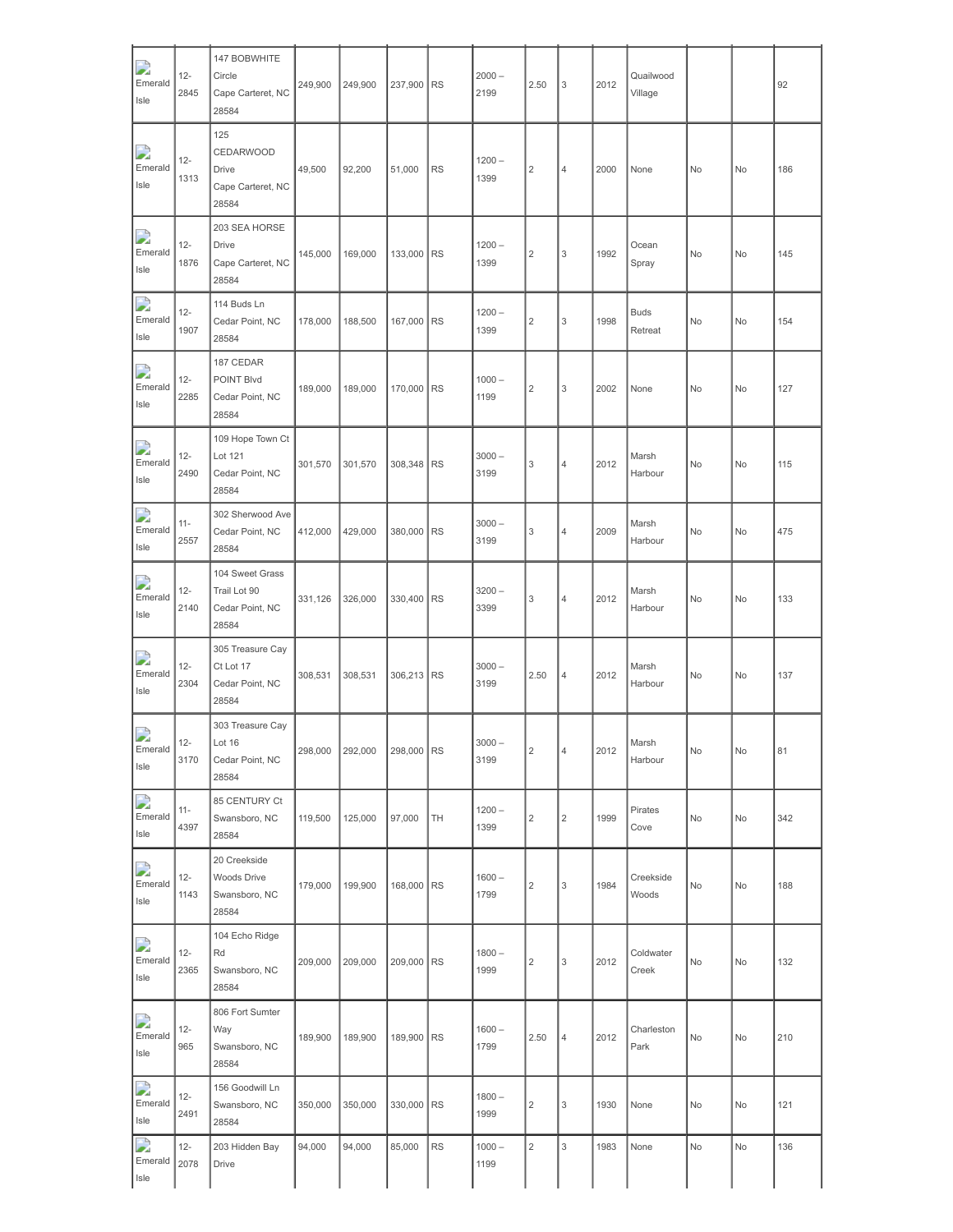| | | | | | | | | | | | | | | |
|---|---|---|---|---|---|---|---|---|---|---|---|---|---|---|
| Emerald Isle | 12-2845 | 147 BOBWHITE Circle Cape Carteret, NC 28584 | 249,900 | 249,900 | 237,900 | RS | 2000 – 2199 | 2.50 | 3 | 2012 | Quailwood Village | | | 92 |
| Emerald Isle | 12-1313 | 125 CEDARWOOD Drive Cape Carteret, NC 28584 | 49,500 | 92,200 | 51,000 | RS | 1200 – 1399 | 2 | 4 | 2000 | None | No | No | 186 |
| Emerald Isle | 12-1876 | 203 SEA HORSE Drive Cape Carteret, NC 28584 | 145,000 | 169,000 | 133,000 | RS | 1200 – 1399 | 2 | 3 | 1992 | Ocean Spray | No | No | 145 |
| Emerald Isle | 12-1907 | 114 Buds Ln Cedar Point, NC 28584 | 178,000 | 188,500 | 167,000 | RS | 1200 – 1399 | 2 | 3 | 1998 | Buds Retreat | No | No | 154 |
| Emerald Isle | 12-2285 | 187 CEDAR POINT Blvd Cedar Point, NC 28584 | 189,000 | 189,000 | 170,000 | RS | 1000 – 1199 | 2 | 3 | 2002 | None | No | No | 127 |
| Emerald Isle | 12-2490 | 109 Hope Town Ct Lot 121 Cedar Point, NC 28584 | 301,570 | 301,570 | 308,348 | RS | 3000 – 3199 | 3 | 4 | 2012 | Marsh Harbour | No | No | 115 |
| Emerald Isle | 11-2557 | 302 Sherwood Ave Cedar Point, NC 28584 | 412,000 | 429,000 | 380,000 | RS | 3000 – 3199 | 3 | 4 | 2009 | Marsh Harbour | No | No | 475 |
| Emerald Isle | 12-2140 | 104 Sweet Grass Trail Lot 90 Cedar Point, NC 28584 | 331,126 | 326,000 | 330,400 | RS | 3200 – 3399 | 3 | 4 | 2012 | Marsh Harbour | No | No | 133 |
| Emerald Isle | 12-2304 | 305 Treasure Cay Ct Lot 17 Cedar Point, NC 28584 | 308,531 | 308,531 | 306,213 | RS | 3000 – 3199 | 2.50 | 4 | 2012 | Marsh Harbour | No | No | 137 |
| Emerald Isle | 12-3170 | 303 Treasure Cay Lot 16 Cedar Point, NC 28584 | 298,000 | 292,000 | 298,000 | RS | 3000 – 3199 | 2 | 4 | 2012 | Marsh Harbour | No | No | 81 |
| Emerald Isle | 11-4397 | 85 CENTURY Ct Swansboro, NC 28584 | 119,500 | 125,000 | 97,000 | TH | 1200 – 1399 | 2 | 2 | 1999 | Pirates Cove | No | No | 342 |
| Emerald Isle | 12-1143 | 20 Creekside Woods Drive Swansboro, NC 28584 | 179,000 | 199,900 | 168,000 | RS | 1600 – 1799 | 2 | 3 | 1984 | Creekside Woods | No | No | 188 |
| Emerald Isle | 12-2365 | 104 Echo Ridge Rd Swansboro, NC 28584 | 209,000 | 209,000 | 209,000 | RS | 1800 – 1999 | 2 | 3 | 2012 | Coldwater Creek | No | No | 132 |
| Emerald Isle | 12-965 | 806 Fort Sumter Way Swansboro, NC 28584 | 189,900 | 189,900 | 189,900 | RS | 1600 – 1799 | 2.50 | 4 | 2012 | Charleston Park | No | No | 210 |
| Emerald Isle | 12-2491 | 156 Goodwill Ln Swansboro, NC 28584 | 350,000 | 350,000 | 330,000 | RS | 1800 – 1999 | 2 | 3 | 1930 | None | No | No | 121 |
| Emerald Isle | 12-2078 | 203 Hidden Bay Drive | 94,000 | 94,000 | 85,000 | RS | 1000 – 1199 | 2 | 3 | 1983 | None | No | No | 136 |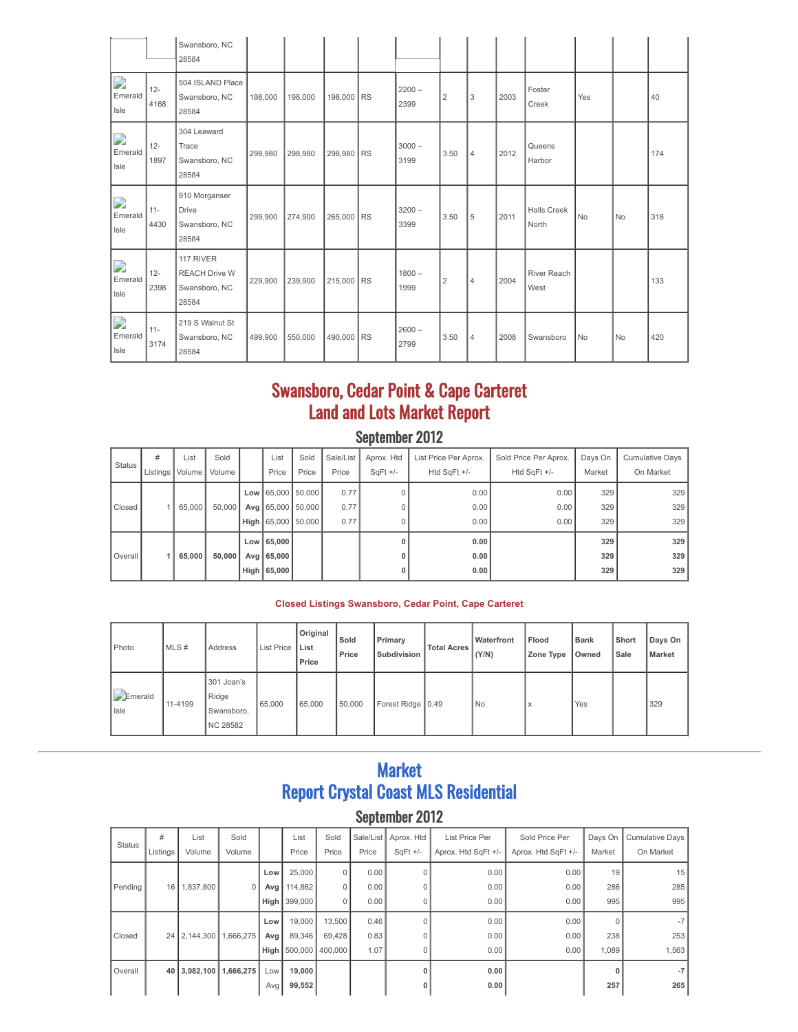| | | Swansboro, NC 28584 | | | | | | | | | | | | |
|---|---|---|---|---|---|---|---|---|---|---|---|---|---|---|
| Emerald Isle | 12-4168 | 504 ISLAND Place Swansboro, NC 28584 | 198,000 | 198,000 | 198,000 | RS | 2200 – 2399 | 2 | 3 | 2003 | Foster Creek | Yes | | 40 |
| Emerald Isle | 12-1897 | 304 Leaward Trace Swansboro, NC 28584 | 298,980 | 298,980 | 298,980 | RS | 3000 – 3199 | 3.50 | 4 | 2012 | Queens Harbor | | | 174 |
| Emerald Isle | 11-4430 | 910 Morganser Drive Swansboro, NC 28584 | 299,900 | 274,900 | 265,000 | RS | 3200 – 3399 | 3.50 | 5 | 2011 | Halls Creek North | No | No | 318 |
| Emerald Isle | 12-2398 | 117 RIVER REACH Drive W Swansboro, NC 28584 | 229,900 | 239,900 | 215,000 | RS | 1800 – 1999 | 2 | 4 | 2004 | River Reach West | | | 133 |
| Emerald Isle | 11-3174 | 219 S Walnut St Swansboro, NC 28584 | 499,900 | 550,000 | 490,000 | RS | 2600 – 2799 | 3.50 | 4 | 2008 | Swansboro | No | No | 420 |

# Swansboro, Cedar Point & Cape Carteret Land and Lots Market Report

## September 2012

| Status | # Listings | List Volume | Sold Volume | | List Price | Sold Price | Sale/List Price | Aprox. Htd SqFt +/- | List Price Per Aprox. Htd SqFt +/- | Sold Price Per Aprox. Htd SqFt +/- | Days On Market | Cumulative Days On Market |
|---|---|---|---|---|---|---|---|---|---|---|---|---|
| Closed | 1 | 65,000 | 50,000 | Low | 65,000 | 50,000 | 0.77 | 0 | 0.00 | 0.00 | 329 | 329 |
| | | | | Avg | 65,000 | 50,000 | 0.77 | 0 | 0.00 | 0.00 | 329 | 329 |
| | | | | High | 65,000 | 50,000 | 0.77 | 0 | 0.00 | 0.00 | 329 | 329 |
| **Overall** | **1** | **65,000** | **50,000** | **Low** | **65,000** | | | **0** | **0.00** | | **329** | **329** |
| | | | | **Avg** | **65,000** | | | **0** | **0.00** | | **329** | **329** |
| | | | | **High** | **65,000** | | | **0** | **0.00** | | **329** | **329** |

**Closed Listings Swansboro, Cedar Point, Cape Carteret**

| Photo | MLS # | Address | List Price | Original List Price | Sold Price | Primary Subdivision | Total Acres | Waterfront (Y/N) | Flood Zone Type | Bank Owned | Short Sale | Days On Market |
|---|---|---|---|---|---|---|---|---|---|---|---|---|
| Emerald Isle | 11-4199 | 301 Joan's Ridge Swansboro, NC 28582 | 65,000 | 65,000 | 50,000 | Forest Ridge | 0.49 | No | x | Yes | | 329 |

---

# Market Report Crystal Coast MLS Residential

## September 2012

| Status | # Listings | List Volume | Sold Volume | | List Price | Sold Price | Sale/List Price | Aprox. Htd SqFt +/- | List Price Per Aprox. Htd SqFt +/- | Sold Price Per Aprox. Htd SqFt +/- | Days On Market | Cumulative Days On Market |
|---|---|---|---|---|---|---|---|---|---|---|---|---|
| Pending | 16 | 1,837,800 | 0 | Low | 25,000 | 0 | 0.00 | 0 | 0.00 | 0.00 | 19 | 15 |
| | | | | Avg | 114,862 | 0 | 0.00 | 0 | 0.00 | 0.00 | 286 | 285 |
| | | | | High | 399,000 | 0 | 0.00 | 0 | 0.00 | 0.00 | 995 | 995 |
| Closed | 24 | 2,144,300 | 1,666,275 | Low | 19,000 | 13,500 | 0.46 | 0 | 0.00 | 0.00 | 0 | -7 |
| | | | | Avg | 89,346 | 69,428 | 0.83 | 0 | 0.00 | 0.00 | 238 | 253 |
| | | | | High | 500,000 | 400,000 | 1.07 | 0 | 0.00 | 0.00 | 1,089 | 1,563 |
| Overall | **40** | **3,982,100** | **1,666,275** | Low | **19,000** | | | **0** | **0.00** | | **0** | **-7** |
| | | | | Avg | **99,552** | | | **0** | **0.00** | | **257** | **265** |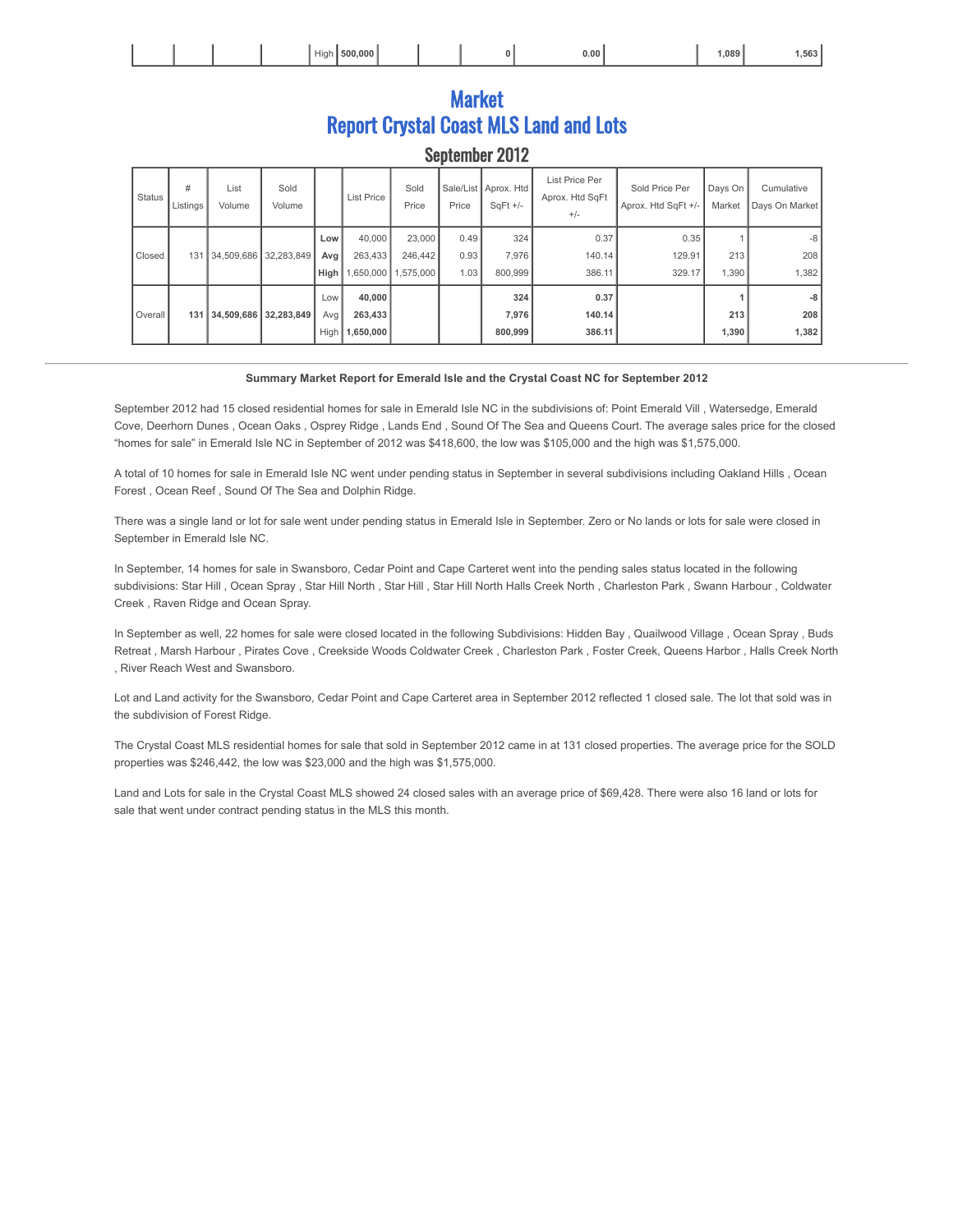| | | | | | | | | | | | | |
|---|---|---|---|---|---|---|---|---|---|---|---|---|
| | | | | High | 500,000 | | | 0 | 0.00 | | 1,089 | 1,563 |

# Market Report Crystal Coast MLS Land and Lots

## September 2012

| Status | # Listings | List Volume | Sold Volume | | List Price | Sold Price | Sale/List Price | Aprox. Htd SqFt +/- | List Price Per Aprox. Htd SqFt +/- | Sold Price Per Aprox. Htd SqFt +/- | Days On Market | Cumulative Days On Market |
|---|---|---|---|---|---|---|---|---|---|---|---|---|
| Closed | 131 | 34,509,686 | 32,283,849 | **Low** | 40,000 | 23,000 | 0.49 | 324 | 0.37 | 0.35 | 1 | -8 |
| | | | | **Avg** | 263,433 | 246,442 | 0.93 | 7,976 | 140.14 | 129.91 | 213 | 208 |
| | | | | **High** | 1,650,000 | 1,575,000 | 1.03 | 800,999 | 386.11 | 329.17 | 1,390 | 1,382 |
| Overall | **131** | **34,509,686** | **32,283,849** | Low | **40,000** | | | **324** | **0.37** | | **1** | **-8** |
| | | | | Avg | **263,433** | | | **7,976** | **140.14** | | **213** | **208** |
| | | | | High | **1,650,000** | | | **800,999** | **386.11** | | **1,390** | **1,382** |

---

**Summary Market Report for Emerald Isle and the Crystal Coast NC for September 2012**

September 2012 had 15 closed residential homes for sale in Emerald Isle NC in the subdivisions of: Point Emerald Vill , Watersedge, Emerald Cove, Deerhorn Dunes , Ocean Oaks , Osprey Ridge , Lands End , Sound Of The Sea and Queens Court. The average sales price for the closed "homes for sale" in Emerald Isle NC in September of 2012 was $418,600, the low was $105,000 and the high was $1,575,000.

A total of 10 homes for sale in Emerald Isle NC went under pending status in September in several subdivisions including Oakland Hills , Ocean Forest , Ocean Reef , Sound Of The Sea and Dolphin Ridge.

There was a single land or lot for sale went under pending status in Emerald Isle in September. Zero or No lands or lots for sale were closed in September in Emerald Isle NC.

In September, 14 homes for sale in Swansboro, Cedar Point and Cape Carteret went into the pending sales status located in the following subdivisions: Star Hill , Ocean Spray , Star Hill North , Star Hill , Star Hill North Halls Creek North , Charleston Park , Swann Harbour , Coldwater Creek , Raven Ridge and Ocean Spray.

In September as well, 22 homes for sale were closed located in the following Subdivisions: Hidden Bay , Quailwood Village , Ocean Spray , Buds Retreat , Marsh Harbour , Pirates Cove , Creekside Woods Coldwater Creek , Charleston Park , Foster Creek, Queens Harbor , Halls Creek North , River Reach West and Swansboro.

Lot and Land activity for the Swansboro, Cedar Point and Cape Carteret area in September 2012 reflected 1 closed sale. The lot that sold was in the subdivision of Forest Ridge.

The Crystal Coast MLS residential homes for sale that sold in September 2012 came in at 131 closed properties. The average price for the SOLD properties was $246,442, the low was $23,000 and the high was $1,575,000.

Land and Lots for sale in the Crystal Coast MLS showed 24 closed sales with an average price of $69,428. There were also 16 land or lots for sale that went under contract pending status in the MLS this month.